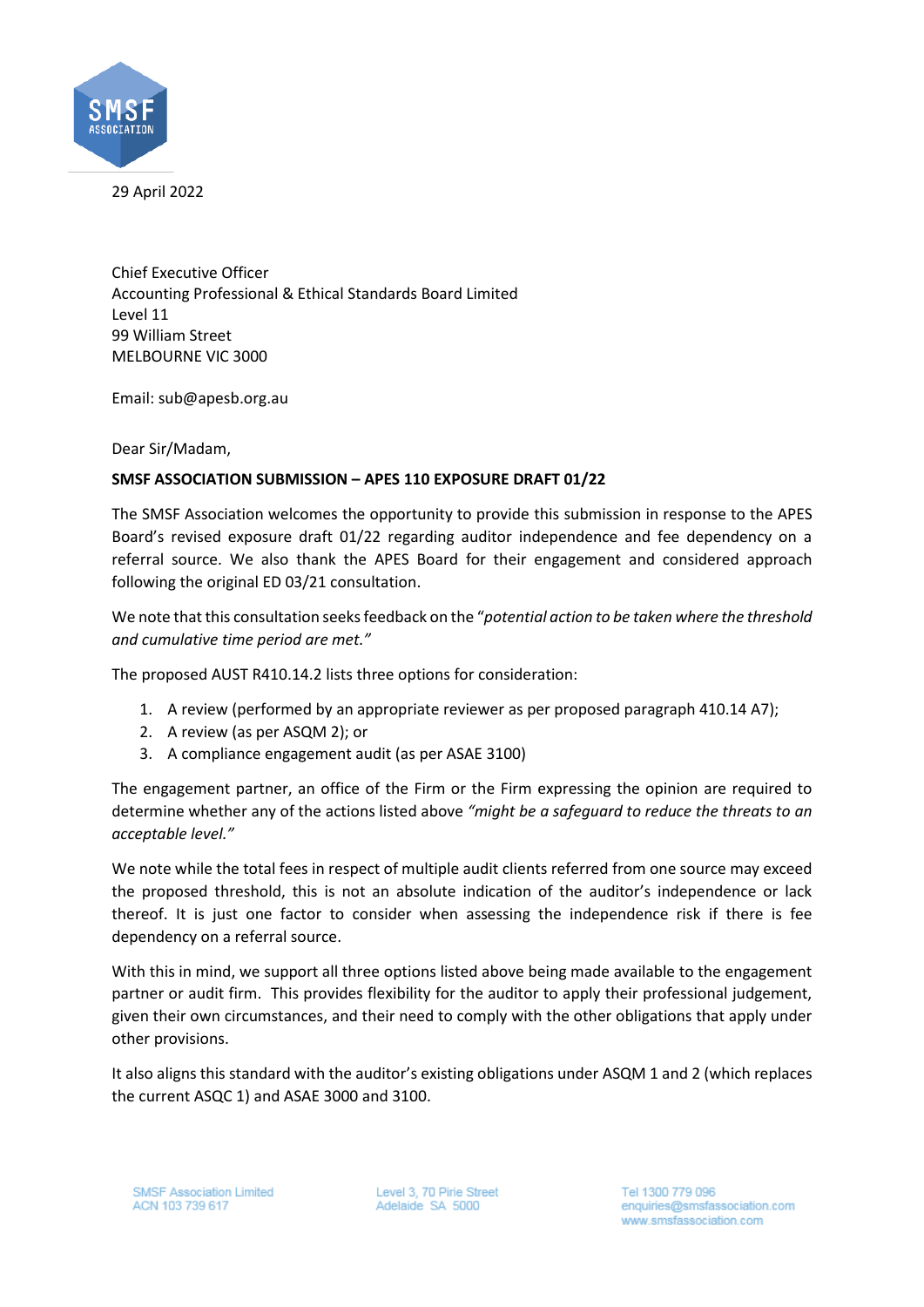29 April 2022

Chief Executive Officer
Accounting Professional & Ethical Standards Board Limited
Level 11
99 William Street
MELBOURNE VIC 3000

Email: sub@apesb.org.au

Dear Sir/Madam,

**SMSF ASSOCIATION SUBMISSION – APES 110 EXPOSURE DRAFT 01/22**

The SMSF Association welcomes the opportunity to provide this submission in response to the APES Board's revised exposure draft 01/22 regarding auditor independence and fee dependency on a referral source. We also thank the APES Board for their engagement and considered approach following the original ED 03/21 consultation.

We note that this consultation seeks feedback on the "*potential action to be taken where the threshold and cumulative time period are met.*"

The proposed AUST R410.14.2 lists three options for consideration:

1. A review (performed by an appropriate reviewer as per proposed paragraph 410.14 A7);
2. A review (as per ASQM 2); or
3. A compliance engagement audit (as per ASAE 3100)

The engagement partner, an office of the Firm or the Firm expressing the opinion are required to determine whether any of the actions listed above *"might be a safeguard to reduce the threats to an acceptable level."*

We note while the total fees in respect of multiple audit clients referred from one source may exceed the proposed threshold, this is not an absolute indication of the auditor's independence or lack thereof. It is just one factor to consider when assessing the independence risk if there is fee dependency on a referral source.

With this in mind, we support all three options listed above being made available to the engagement partner or audit firm. This provides flexibility for the auditor to apply their professional judgement, given their own circumstances, and their need to comply with the other obligations that apply under other provisions.

It also aligns this standard with the auditor's existing obligations under ASQM 1 and 2 (which replaces the current ASQC 1) and ASAE 3000 and 3100.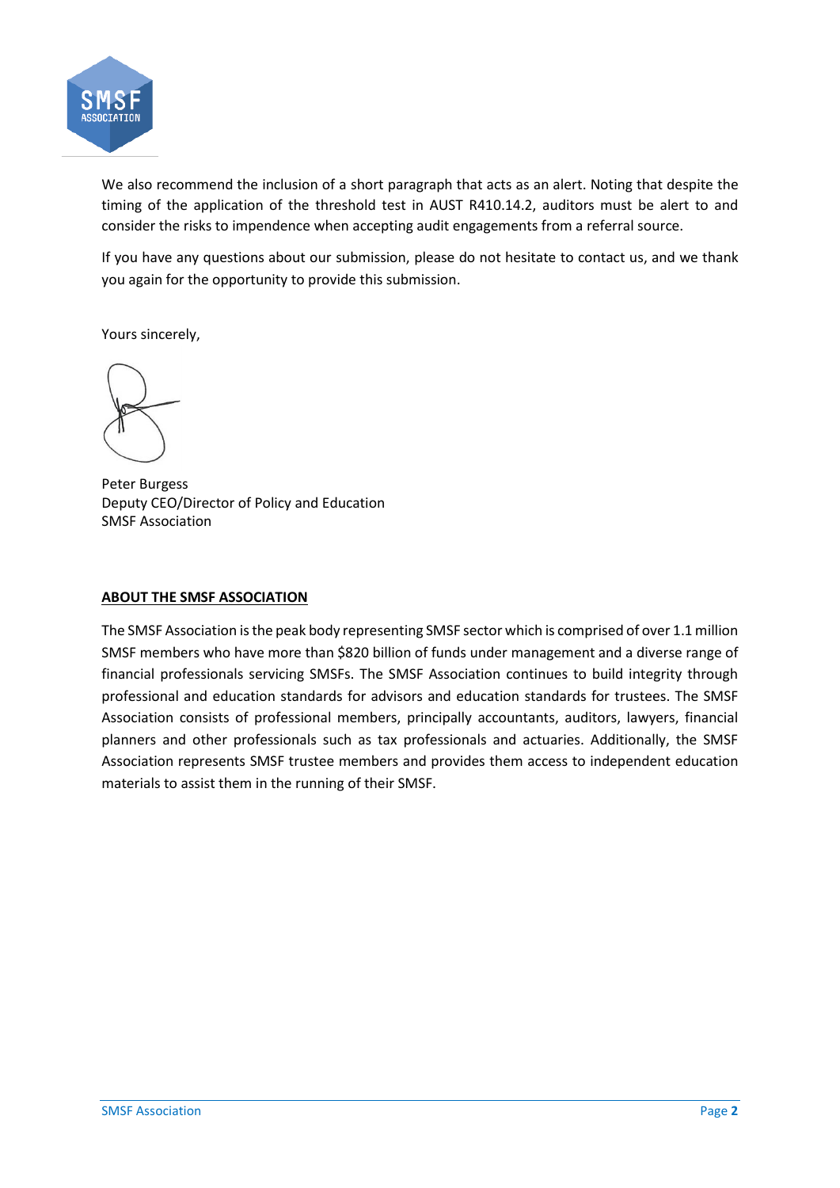We also recommend the inclusion of a short paragraph that acts as an alert. Noting that despite the timing of the application of the threshold test in AUST R410.14.2, auditors must be alert to and consider the risks to impendence when accepting audit engagements from a referral source.

If you have any questions about our submission, please do not hesitate to contact us, and we thank you again for the opportunity to provide this submission.

Yours sincerely,

Peter Burgess
Deputy CEO/Director of Policy and Education
SMSF Association

**ABOUT THE SMSF ASSOCIATION**

The SMSF Association is the peak body representing SMSF sector which is comprised of over 1.1 million SMSF members who have more than $820 billion of funds under management and a diverse range of financial professionals servicing SMSFs. The SMSF Association continues to build integrity through professional and education standards for advisors and education standards for trustees. The SMSF Association consists of professional members, principally accountants, auditors, lawyers, financial planners and other professionals such as tax professionals and actuaries. Additionally, the SMSF Association represents SMSF trustee members and provides them access to independent education materials to assist them in the running of their SMSF.